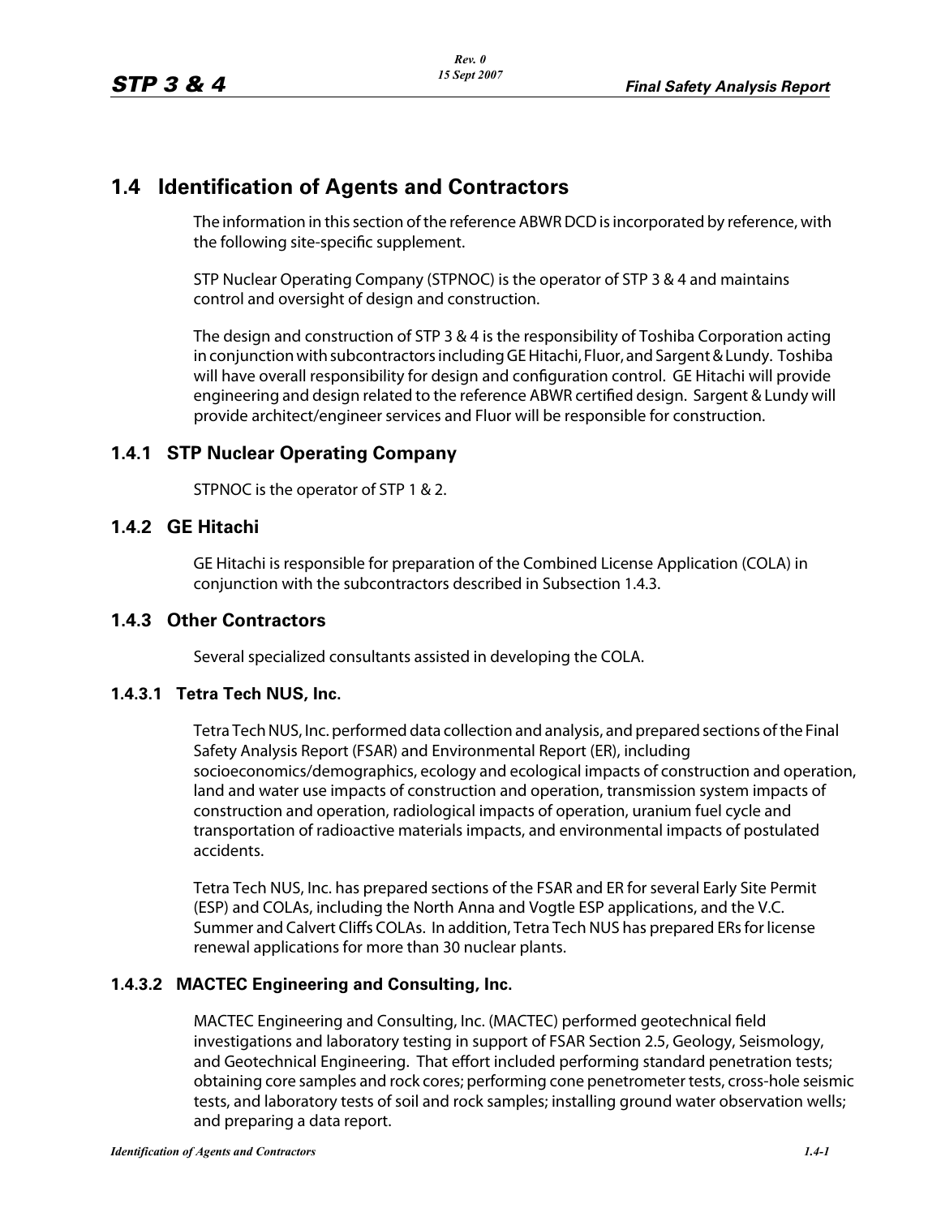# 1.4 Identification of Agents and Contractors

The information in this section of the reference ABWR DCD is incorporated by reference, with the following site-specific supplement.

STP Nuclear Operating Company (STPNOC) is the operator of STP 3 & 4 and maintains control and oversight of design and construction.

The design and construction of STP 3 & 4 is the responsibility of Toshiba Corporation acting in conjunction with subcontractors including GE Hitachi, Fluor, and Sargent & Lundy. Toshiba will have overall responsibility for design and configuration control. GE Hitachi will provide engineering and design related to the reference ABWR certified design. Sargent & Lundy will provide architect/engineer services and Fluor will be responsible for construction.

## 1.4.1 STP Nuclear Operating Company

STPNOC is the operator of STP 1 & 2.

## 1.4.2 GE Hitachi

GE Hitachi is responsible for preparation of the Combined License Application (COLA) in conjunction with the subcontractors described in Subsection 1.4.3.

## 1.4.3 Other Contractors

Several specialized consultants assisted in developing the COLA.

### 1.4.3.1 Tetra Tech NUS, Inc.

Tetra Tech NUS, Inc. performed data collection and analysis, and prepared sections of the Final Safety Analysis Report (FSAR) and Environmental Report (ER), including socioeconomics/demographics, ecology and ecological impacts of construction and operation, land and water use impacts of construction and operation, transmission system impacts of construction and operation, radiological impacts of operation, uranium fuel cycle and transportation of radioactive materials impacts, and environmental impacts of postulated accidents.

Tetra Tech NUS, Inc. has prepared sections of the FSAR and ER for several Early Site Permit (ESP) and COLAs, including the North Anna and Vogtle ESP applications, and the V.C. Summer and Calvert Cliffs COLAs. In addition, Tetra Tech NUS has prepared ERs for license renewal applications for more than 30 nuclear plants.

### 1.4.3.2 MACTEC Engineering and Consulting, Inc.

MACTEC Engineering and Consulting, Inc. (MACTEC) performed geotechnical field investigations and laboratory testing in support of FSAR Section 2.5, Geology, Seismology, and Geotechnical Engineering. That effort included performing standard penetration tests; obtaining core samples and rock cores; performing cone penetrometer tests, cross-hole seismic tests, and laboratory tests of soil and rock samples; installing ground water observation wells; and preparing a data report.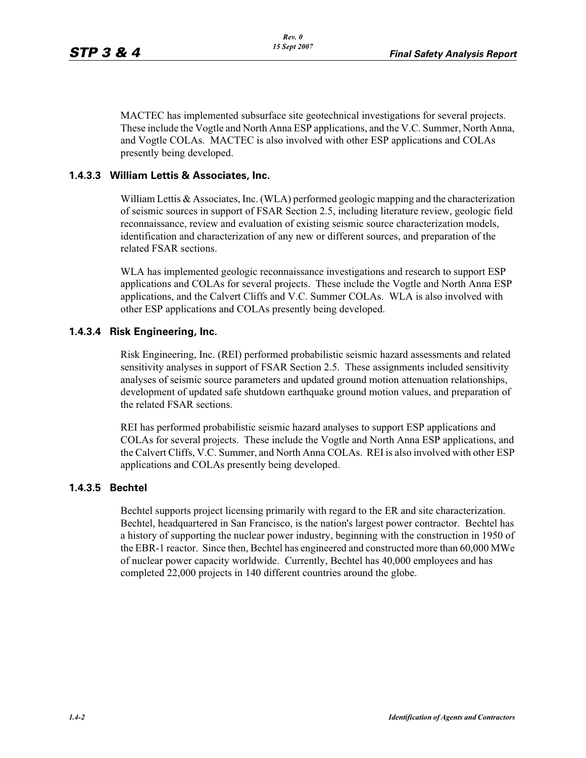MACTEC has implemented subsurface site geotechnical investigations for several projects. These include the Vogtle and North Anna ESP applications, and the V.C. Summer, North Anna, and Vogtle COLAs. MACTEC is also involved with other ESP applications and COLAs presently being developed.

### 1.4.3.3 William Lettis & Associates, Inc.

William Lettis & Associates, Inc. (WLA) performed geologic mapping and the characterization of seismic sources in support of FSAR Section 2.5, including literature review, geologic field reconnaissance, review and evaluation of existing seismic source characterization models, identification and characterization of any new or different sources, and preparation of the related FSAR sections.

WLA has implemented geologic reconnaissance investigations and research to support ESP applications and COLAs for several projects. These include the Vogtle and North Anna ESP applications, and the Calvert Cliffs and V.C. Summer COLAs. WLA is also involved with other ESP applications and COLAs presently being developed.

### 1.4.3.4 Risk Engineering, Inc.

Risk Engineering, Inc. (REI) performed probabilistic seismic hazard assessments and related sensitivity analyses in support of FSAR Section 2.5. These assignments included sensitivity analyses of seismic source parameters and updated ground motion attenuation relationships, development of updated safe shutdown earthquake ground motion values, and preparation of the related FSAR sections.

REI has performed probabilistic seismic hazard analyses to support ESP applications and COLAs for several projects. These include the Vogtle and North Anna ESP applications, and the Calvert Cliffs, V.C. Summer, and North Anna COLAs. REI is also involved with other ESP applications and COLAs presently being developed.

### 1.4.3.5 Bechtel

Bechtel supports project licensing primarily with regard to the ER and site characterization. Bechtel, headquartered in San Francisco, is the nation's largest power contractor. Bechtel has a history of supporting the nuclear power industry, beginning with the construction in 1950 of the EBR-1 reactor. Since then, Bechtel has engineered and constructed more than 60,000 MWe of nuclear power capacity worldwide. Currently, Bechtel has 40,000 employees and has completed 22,000 projects in 140 different countries around the globe.